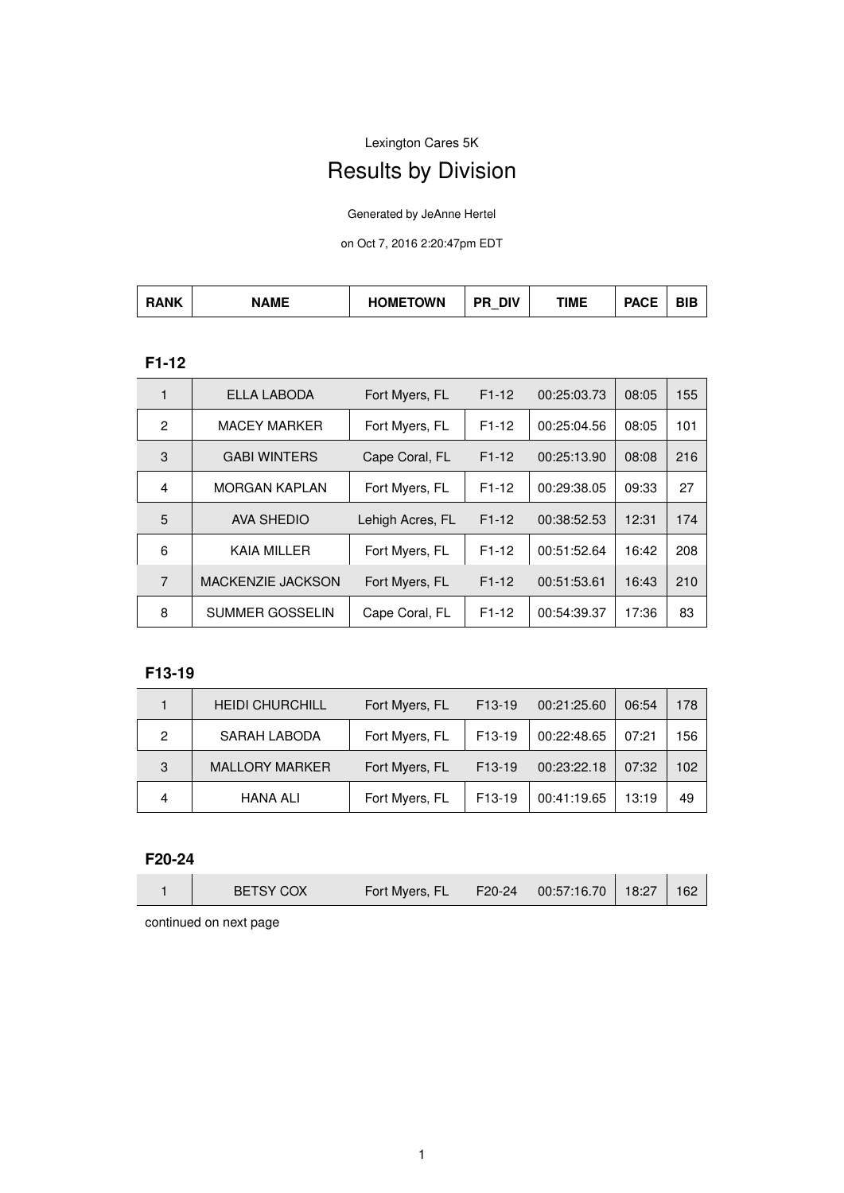Lexington Cares 5K

# Results by Division

Generated by JeAnne Hertel

on Oct 7, 2016 2:20:47pm EDT

| RANK | NAME | HOMETOWN | PR_DIV | TIME | PACE | BIB |
|---|---|---|---|---|---|---|

### F1-12

| RANK | NAME | HOMETOWN | PR_DIV | TIME | PACE | BIB |
|---|---|---|---|---|---|---|
| 1 | ELLA LABODA | Fort Myers, FL | F1-12 | 00:25:03.73 | 08:05 | 155 |
| 2 | MACEY MARKER | Fort Myers, FL | F1-12 | 00:25:04.56 | 08:05 | 101 |
| 3 | GABI WINTERS | Cape Coral, FL | F1-12 | 00:25:13.90 | 08:08 | 216 |
| 4 | MORGAN KAPLAN | Fort Myers, FL | F1-12 | 00:29:38.05 | 09:33 | 27 |
| 5 | AVA SHEDIO | Lehigh Acres, FL | F1-12 | 00:38:52.53 | 12:31 | 174 |
| 6 | KAIA MILLER | Fort Myers, FL | F1-12 | 00:51:52.64 | 16:42 | 208 |
| 7 | MACKENZIE JACKSON | Fort Myers, FL | F1-12 | 00:51:53.61 | 16:43 | 210 |
| 8 | SUMMER GOSSELIN | Cape Coral, FL | F1-12 | 00:54:39.37 | 17:36 | 83 |

### F13-19

| RANK | NAME | HOMETOWN | PR_DIV | TIME | PACE | BIB |
|---|---|---|---|---|---|---|
| 1 | HEIDI CHURCHILL | Fort Myers, FL | F13-19 | 00:21:25.60 | 06:54 | 178 |
| 2 | SARAH LABODA | Fort Myers, FL | F13-19 | 00:22:48.65 | 07:21 | 156 |
| 3 | MALLORY MARKER | Fort Myers, FL | F13-19 | 00:23:22.18 | 07:32 | 102 |
| 4 | HANA ALI | Fort Myers, FL | F13-19 | 00:41:19.65 | 13:19 | 49 |

### F20-24

| RANK | NAME | HOMETOWN | PR_DIV | TIME | PACE | BIB |
|---|---|---|---|---|---|---|
| 1 | BETSY COX | Fort Myers, FL | F20-24 | 00:57:16.70 | 18:27 | 162 |

continued on next page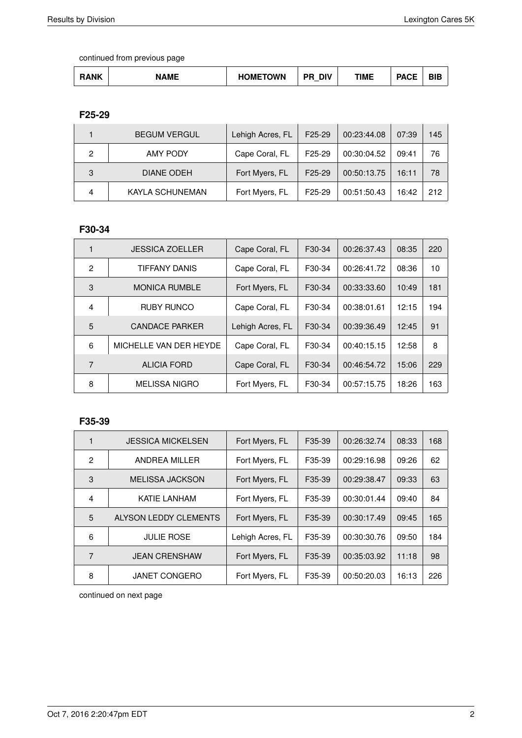continued from previous page

| RANK | NAME | HOMETOWN | PR_DIV | TIME | PACE | BIB |
|---|---|---|---|---|---|---|

### F25-29

| RANK | NAME | HOMETOWN | PR_DIV | TIME | PACE | BIB |
|---|---|---|---|---|---|---|
| 1 | BEGUM VERGUL | Lehigh Acres, FL | F25-29 | 00:23:44.08 | 07:39 | 145 |
| 2 | AMY PODY | Cape Coral, FL | F25-29 | 00:30:04.52 | 09:41 | 76 |
| 3 | DIANE ODEH | Fort Myers, FL | F25-29 | 00:50:13.75 | 16:11 | 78 |
| 4 | KAYLA SCHUNEMAN | Fort Myers, FL | F25-29 | 00:51:50.43 | 16:42 | 212 |

### F30-34

| RANK | NAME | HOMETOWN | PR_DIV | TIME | PACE | BIB |
|---|---|---|---|---|---|---|
| 1 | JESSICA ZOELLER | Cape Coral, FL | F30-34 | 00:26:37.43 | 08:35 | 220 |
| 2 | TIFFANY DANIS | Cape Coral, FL | F30-34 | 00:26:41.72 | 08:36 | 10 |
| 3 | MONICA RUMBLE | Fort Myers, FL | F30-34 | 00:33:33.60 | 10:49 | 181 |
| 4 | RUBY RUNCO | Cape Coral, FL | F30-34 | 00:38:01.61 | 12:15 | 194 |
| 5 | CANDACE PARKER | Lehigh Acres, FL | F30-34 | 00:39:36.49 | 12:45 | 91 |
| 6 | MICHELLE VAN DER HEYDE | Cape Coral, FL | F30-34 | 00:40:15.15 | 12:58 | 8 |
| 7 | ALICIA FORD | Cape Coral, FL | F30-34 | 00:46:54.72 | 15:06 | 229 |
| 8 | MELISSA NIGRO | Fort Myers, FL | F30-34 | 00:57:15.75 | 18:26 | 163 |

### F35-39

| RANK | NAME | HOMETOWN | PR_DIV | TIME | PACE | BIB |
|---|---|---|---|---|---|---|
| 1 | JESSICA MICKELSEN | Fort Myers, FL | F35-39 | 00:26:32.74 | 08:33 | 168 |
| 2 | ANDREA MILLER | Fort Myers, FL | F35-39 | 00:29:16.98 | 09:26 | 62 |
| 3 | MELISSA JACKSON | Fort Myers, FL | F35-39 | 00:29:38.47 | 09:33 | 63 |
| 4 | KATIE LANHAM | Fort Myers, FL | F35-39 | 00:30:01.44 | 09:40 | 84 |
| 5 | ALYSON LEDDY CLEMENTS | Fort Myers, FL | F35-39 | 00:30:17.49 | 09:45 | 165 |
| 6 | JULIE ROSE | Lehigh Acres, FL | F35-39 | 00:30:30.76 | 09:50 | 184 |
| 7 | JEAN CRENSHAW | Fort Myers, FL | F35-39 | 00:35:03.92 | 11:18 | 98 |
| 8 | JANET CONGERO | Fort Myers, FL | F35-39 | 00:50:20.03 | 16:13 | 226 |

continued on next page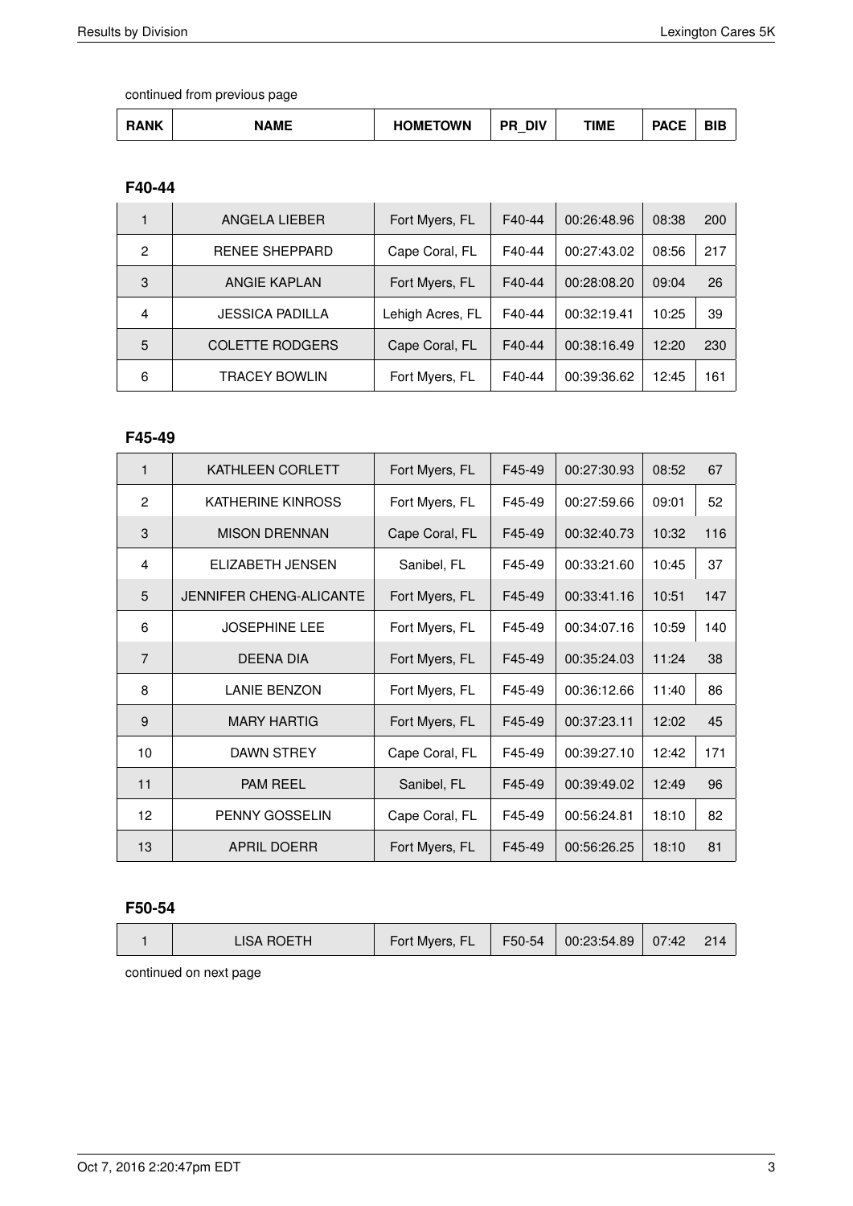continued from previous page

| RANK | NAME | HOMETOWN | PR_DIV | TIME | PACE | BIB |
|---|---|---|---|---|---|---|

**F40-44**

| RANK | NAME | HOMETOWN | PR_DIV | TIME | PACE | BIB |
|---|---|---|---|---|---|---|
| 1 | ANGELA LIEBER | Fort Myers, FL | F40-44 | 00:26:48.96 | 08:38 | 200 |
| 2 | RENEE SHEPPARD | Cape Coral, FL | F40-44 | 00:27:43.02 | 08:56 | 217 |
| 3 | ANGIE KAPLAN | Fort Myers, FL | F40-44 | 00:28:08.20 | 09:04 | 26 |
| 4 | JESSICA PADILLA | Lehigh Acres, FL | F40-44 | 00:32:19.41 | 10:25 | 39 |
| 5 | COLETTE RODGERS | Cape Coral, FL | F40-44 | 00:38:16.49 | 12:20 | 230 |
| 6 | TRACEY BOWLIN | Fort Myers, FL | F40-44 | 00:39:36.62 | 12:45 | 161 |

**F45-49**

| RANK | NAME | HOMETOWN | PR_DIV | TIME | PACE | BIB |
|---|---|---|---|---|---|---|
| 1 | KATHLEEN CORLETT | Fort Myers, FL | F45-49 | 00:27:30.93 | 08:52 | 67 |
| 2 | KATHERINE KINROSS | Fort Myers, FL | F45-49 | 00:27:59.66 | 09:01 | 52 |
| 3 | MISON DRENNAN | Cape Coral, FL | F45-49 | 00:32:40.73 | 10:32 | 116 |
| 4 | ELIZABETH JENSEN | Sanibel, FL | F45-49 | 00:33:21.60 | 10:45 | 37 |
| 5 | JENNIFER CHENG-ALICANTE | Fort Myers, FL | F45-49 | 00:33:41.16 | 10:51 | 147 |
| 6 | JOSEPHINE LEE | Fort Myers, FL | F45-49 | 00:34:07.16 | 10:59 | 140 |
| 7 | DEENA DIA | Fort Myers, FL | F45-49 | 00:35:24.03 | 11:24 | 38 |
| 8 | LANIE BENZON | Fort Myers, FL | F45-49 | 00:36:12.66 | 11:40 | 86 |
| 9 | MARY HARTIG | Fort Myers, FL | F45-49 | 00:37:23.11 | 12:02 | 45 |
| 10 | DAWN STREY | Cape Coral, FL | F45-49 | 00:39:27.10 | 12:42 | 171 |
| 11 | PAM REEL | Sanibel, FL | F45-49 | 00:39:49.02 | 12:49 | 96 |
| 12 | PENNY GOSSELIN | Cape Coral, FL | F45-49 | 00:56:24.81 | 18:10 | 82 |
| 13 | APRIL DOERR | Fort Myers, FL | F45-49 | 00:56:26.25 | 18:10 | 81 |

**F50-54**

| RANK | NAME | HOMETOWN | PR_DIV | TIME | PACE | BIB |
|---|---|---|---|---|---|---|
| 1 | LISA ROETH | Fort Myers, FL | F50-54 | 00:23:54.89 | 07:42 | 214 |

continued on next page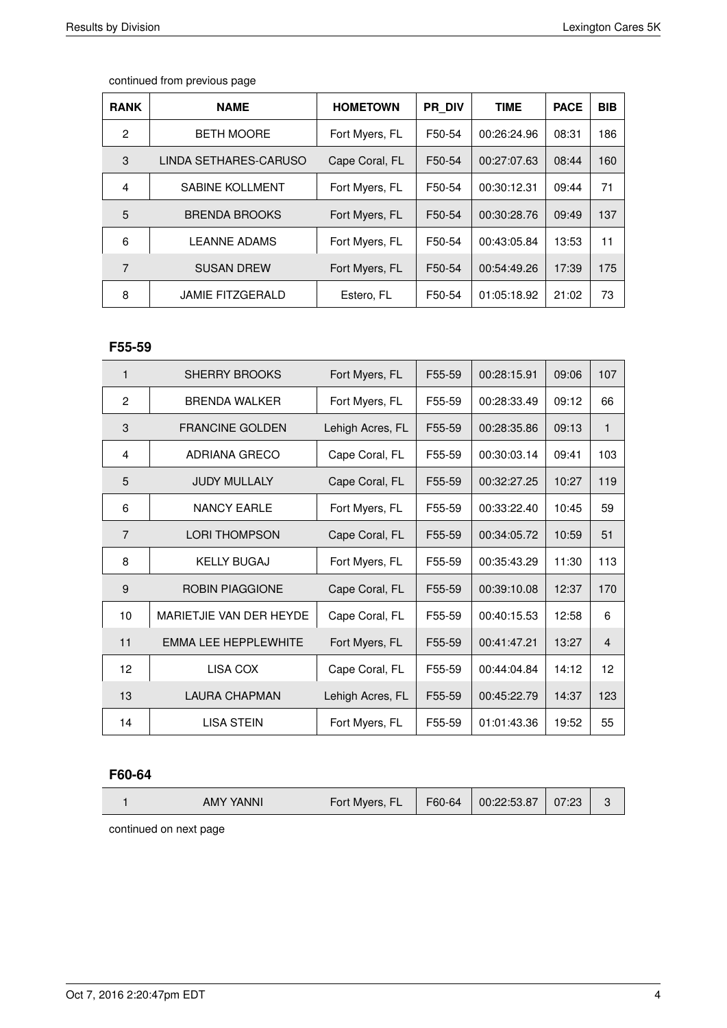continued from previous page

| RANK | NAME | HOMETOWN | PR_DIV | TIME | PACE | BIB |
|---|---|---|---|---|---|---|
| 2 | BETH MOORE | Fort Myers, FL | F50-54 | 00:26:24.96 | 08:31 | 186 |
| 3 | LINDA SETHARES-CARUSO | Cape Coral, FL | F50-54 | 00:27:07.63 | 08:44 | 160 |
| 4 | SABINE KOLLMENT | Fort Myers, FL | F50-54 | 00:30:12.31 | 09:44 | 71 |
| 5 | BRENDA BROOKS | Fort Myers, FL | F50-54 | 00:30:28.76 | 09:49 | 137 |
| 6 | LEANNE ADAMS | Fort Myers, FL | F50-54 | 00:43:05.84 | 13:53 | 11 |
| 7 | SUSAN DREW | Fort Myers, FL | F50-54 | 00:54:49.26 | 17:39 | 175 |
| 8 | JAMIE FITZGERALD | Estero, FL | F50-54 | 01:05:18.92 | 21:02 | 73 |

### F55-59

| RANK | NAME | HOMETOWN | PR_DIV | TIME | PACE | BIB |
|---|---|---|---|---|---|---|
| 1 | SHERRY BROOKS | Fort Myers, FL | F55-59 | 00:28:15.91 | 09:06 | 107 |
| 2 | BRENDA WALKER | Fort Myers, FL | F55-59 | 00:28:33.49 | 09:12 | 66 |
| 3 | FRANCINE GOLDEN | Lehigh Acres, FL | F55-59 | 00:28:35.86 | 09:13 | 1 |
| 4 | ADRIANA GRECO | Cape Coral, FL | F55-59 | 00:30:03.14 | 09:41 | 103 |
| 5 | JUDY MULLALY | Cape Coral, FL | F55-59 | 00:32:27.25 | 10:27 | 119 |
| 6 | NANCY EARLE | Fort Myers, FL | F55-59 | 00:33:22.40 | 10:45 | 59 |
| 7 | LORI THOMPSON | Cape Coral, FL | F55-59 | 00:34:05.72 | 10:59 | 51 |
| 8 | KELLY BUGAJ | Fort Myers, FL | F55-59 | 00:35:43.29 | 11:30 | 113 |
| 9 | ROBIN PIAGGIONE | Cape Coral, FL | F55-59 | 00:39:10.08 | 12:37 | 170 |
| 10 | MARIETJIE VAN DER HEYDE | Cape Coral, FL | F55-59 | 00:40:15.53 | 12:58 | 6 |
| 11 | EMMA LEE HEPPLEWHITE | Fort Myers, FL | F55-59 | 00:41:47.21 | 13:27 | 4 |
| 12 | LISA COX | Cape Coral, FL | F55-59 | 00:44:04.84 | 14:12 | 12 |
| 13 | LAURA CHAPMAN | Lehigh Acres, FL | F55-59 | 00:45:22.79 | 14:37 | 123 |
| 14 | LISA STEIN | Fort Myers, FL | F55-59 | 01:01:43.36 | 19:52 | 55 |

### F60-64

| RANK | NAME | HOMETOWN | PR_DIV | TIME | PACE | BIB |
|---|---|---|---|---|---|---|
| 1 | AMY YANNI | Fort Myers, FL | F60-64 | 00:22:53.87 | 07:23 | 3 |

continued on next page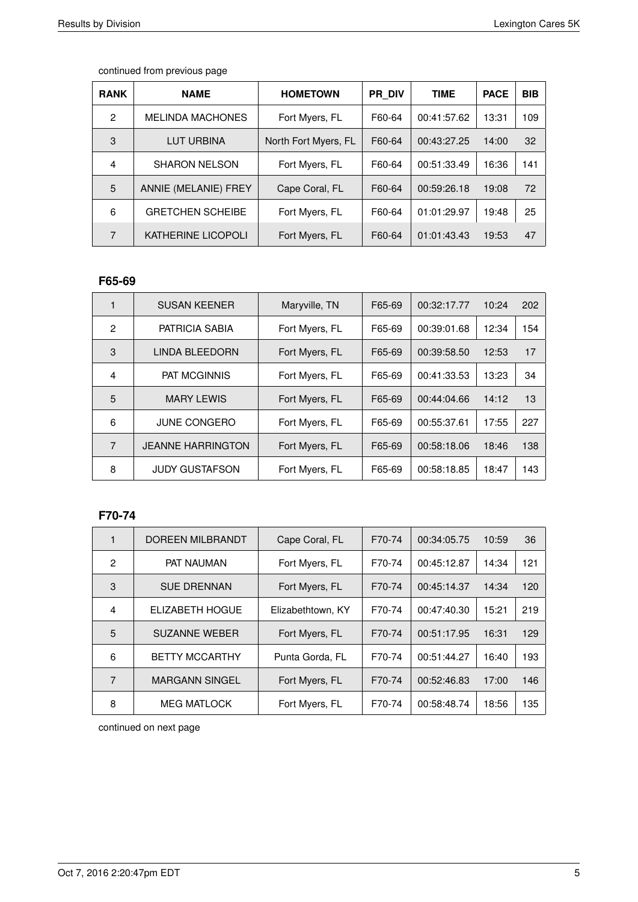continued from previous page

| RANK | NAME | HOMETOWN | PR_DIV | TIME | PACE | BIB |
|---|---|---|---|---|---|---|
| 2 | MELINDA MACHONES | Fort Myers, FL | F60-64 | 00:41:57.62 | 13:31 | 109 |
| 3 | LUT URBINA | North Fort Myers, FL | F60-64 | 00:43:27.25 | 14:00 | 32 |
| 4 | SHARON NELSON | Fort Myers, FL | F60-64 | 00:51:33.49 | 16:36 | 141 |
| 5 | ANNIE (MELANIE) FREY | Cape Coral, FL | F60-64 | 00:59:26.18 | 19:08 | 72 |
| 6 | GRETCHEN SCHEIBE | Fort Myers, FL | F60-64 | 01:01:29.97 | 19:48 | 25 |
| 7 | KATHERINE LICOPOLI | Fort Myers, FL | F60-64 | 01:01:43.43 | 19:53 | 47 |

### F65-69

| RANK | NAME | HOMETOWN | PR_DIV | TIME | PACE | BIB |
|---|---|---|---|---|---|---|
| 1 | SUSAN KEENER | Maryville, TN | F65-69 | 00:32:17.77 | 10:24 | 202 |
| 2 | PATRICIA SABIA | Fort Myers, FL | F65-69 | 00:39:01.68 | 12:34 | 154 |
| 3 | LINDA BLEEDORN | Fort Myers, FL | F65-69 | 00:39:58.50 | 12:53 | 17 |
| 4 | PAT MCGINNIS | Fort Myers, FL | F65-69 | 00:41:33.53 | 13:23 | 34 |
| 5 | MARY LEWIS | Fort Myers, FL | F65-69 | 00:44:04.66 | 14:12 | 13 |
| 6 | JUNE CONGERO | Fort Myers, FL | F65-69 | 00:55:37.61 | 17:55 | 227 |
| 7 | JEANNE HARRINGTON | Fort Myers, FL | F65-69 | 00:58:18.06 | 18:46 | 138 |
| 8 | JUDY GUSTAFSON | Fort Myers, FL | F65-69 | 00:58:18.85 | 18:47 | 143 |

### F70-74

| RANK | NAME | HOMETOWN | PR_DIV | TIME | PACE | BIB |
|---|---|---|---|---|---|---|
| 1 | DOREEN MILBRANDT | Cape Coral, FL | F70-74 | 00:34:05.75 | 10:59 | 36 |
| 2 | PAT NAUMAN | Fort Myers, FL | F70-74 | 00:45:12.87 | 14:34 | 121 |
| 3 | SUE DRENNAN | Fort Myers, FL | F70-74 | 00:45:14.37 | 14:34 | 120 |
| 4 | ELIZABETH HOGUE | Elizabethtown, KY | F70-74 | 00:47:40.30 | 15:21 | 219 |
| 5 | SUZANNE WEBER | Fort Myers, FL | F70-74 | 00:51:17.95 | 16:31 | 129 |
| 6 | BETTY MCCARTHY | Punta Gorda, FL | F70-74 | 00:51:44.27 | 16:40 | 193 |
| 7 | MARGANN SINGEL | Fort Myers, FL | F70-74 | 00:52:46.83 | 17:00 | 146 |
| 8 | MEG MATLOCK | Fort Myers, FL | F70-74 | 00:58:48.74 | 18:56 | 135 |

continued on next page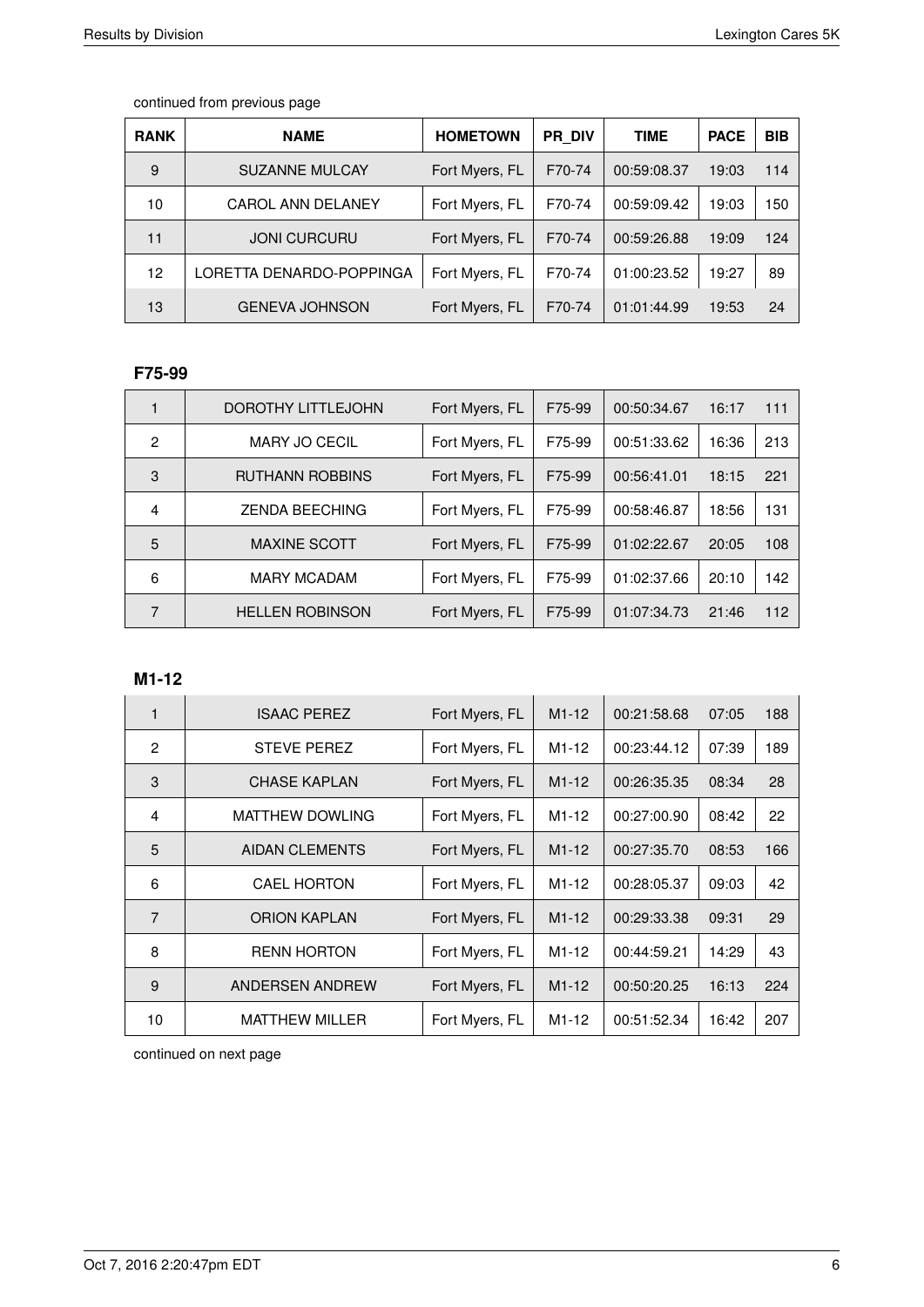continued from previous page

| RANK | NAME | HOMETOWN | PR_DIV | TIME | PACE | BIB |
|---|---|---|---|---|---|---|
| 9 | SUZANNE MULCAY | Fort Myers, FL | F70-74 | 00:59:08.37 | 19:03 | 114 |
| 10 | CAROL ANN DELANEY | Fort Myers, FL | F70-74 | 00:59:09.42 | 19:03 | 150 |
| 11 | JONI CURCURU | Fort Myers, FL | F70-74 | 00:59:26.88 | 19:09 | 124 |
| 12 | LORETTA DENARDO-POPPINGA | Fort Myers, FL | F70-74 | 01:00:23.52 | 19:27 | 89 |
| 13 | GENEVA JOHNSON | Fort Myers, FL | F70-74 | 01:01:44.99 | 19:53 | 24 |

**F75-99**

| RANK | NAME | HOMETOWN | PR_DIV | TIME | PACE | BIB |
|---|---|---|---|---|---|---|
| 1 | DOROTHY LITTLEJOHN | Fort Myers, FL | F75-99 | 00:50:34.67 | 16:17 | 111 |
| 2 | MARY JO CECIL | Fort Myers, FL | F75-99 | 00:51:33.62 | 16:36 | 213 |
| 3 | RUTHANN ROBBINS | Fort Myers, FL | F75-99 | 00:56:41.01 | 18:15 | 221 |
| 4 | ZENDA BEECHING | Fort Myers, FL | F75-99 | 00:58:46.87 | 18:56 | 131 |
| 5 | MAXINE SCOTT | Fort Myers, FL | F75-99 | 01:02:22.67 | 20:05 | 108 |
| 6 | MARY MCADAM | Fort Myers, FL | F75-99 | 01:02:37.66 | 20:10 | 142 |
| 7 | HELLEN ROBINSON | Fort Myers, FL | F75-99 | 01:07:34.73 | 21:46 | 112 |

**M1-12**

| RANK | NAME | HOMETOWN | PR_DIV | TIME | PACE | BIB |
|---|---|---|---|---|---|---|
| 1 | ISAAC PEREZ | Fort Myers, FL | M1-12 | 00:21:58.68 | 07:05 | 188 |
| 2 | STEVE PEREZ | Fort Myers, FL | M1-12 | 00:23:44.12 | 07:39 | 189 |
| 3 | CHASE KAPLAN | Fort Myers, FL | M1-12 | 00:26:35.35 | 08:34 | 28 |
| 4 | MATTHEW DOWLING | Fort Myers, FL | M1-12 | 00:27:00.90 | 08:42 | 22 |
| 5 | AIDAN CLEMENTS | Fort Myers, FL | M1-12 | 00:27:35.70 | 08:53 | 166 |
| 6 | CAEL HORTON | Fort Myers, FL | M1-12 | 00:28:05.37 | 09:03 | 42 |
| 7 | ORION KAPLAN | Fort Myers, FL | M1-12 | 00:29:33.38 | 09:31 | 29 |
| 8 | RENN HORTON | Fort Myers, FL | M1-12 | 00:44:59.21 | 14:29 | 43 |
| 9 | ANDERSEN ANDREW | Fort Myers, FL | M1-12 | 00:50:20.25 | 16:13 | 224 |
| 10 | MATTHEW MILLER | Fort Myers, FL | M1-12 | 00:51:52.34 | 16:42 | 207 |

continued on next page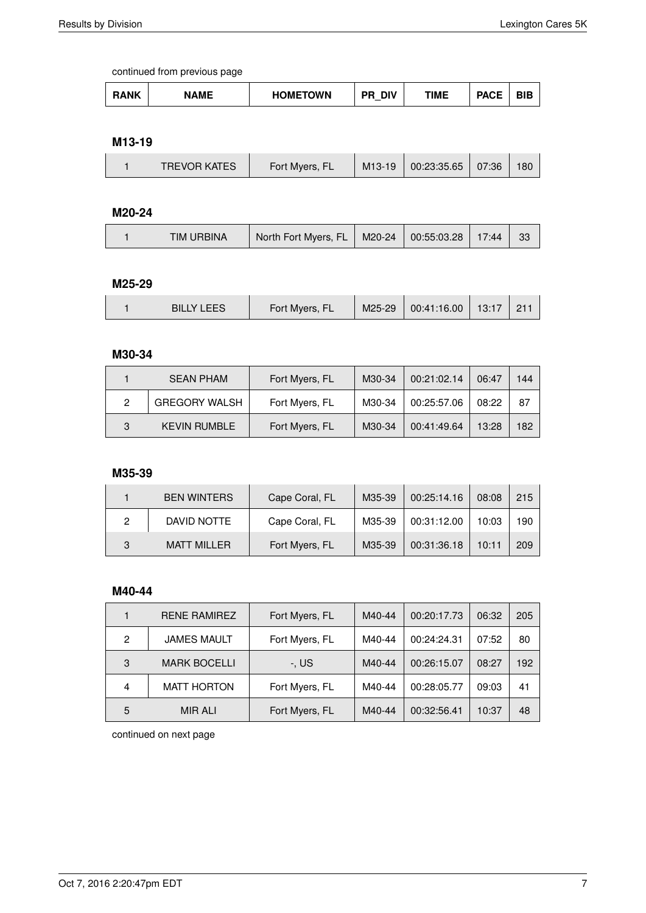continued from previous page

| RANK | NAME | HOMETOWN | PR_DIV | TIME | PACE | BIB |
|---|---|---|---|---|---|---|

**M13-19**

| RANK | NAME | HOMETOWN | PR_DIV | TIME | PACE | BIB |
|---|---|---|---|---|---|---|
| 1 | TREVOR KATES | Fort Myers, FL | M13-19 | 00:23:35.65 | 07:36 | 180 |

**M20-24**

| RANK | NAME | HOMETOWN | PR_DIV | TIME | PACE | BIB |
|---|---|---|---|---|---|---|
| 1 | TIM URBINA | North Fort Myers, FL | M20-24 | 00:55:03.28 | 17:44 | 33 |

**M25-29**

| RANK | NAME | HOMETOWN | PR_DIV | TIME | PACE | BIB |
|---|---|---|---|---|---|---|
| 1 | BILLY LEES | Fort Myers, FL | M25-29 | 00:41:16.00 | 13:17 | 211 |

**M30-34**

| RANK | NAME | HOMETOWN | PR_DIV | TIME | PACE | BIB |
|---|---|---|---|---|---|---|
| 1 | SEAN PHAM | Fort Myers, FL | M30-34 | 00:21:02.14 | 06:47 | 144 |
| 2 | GREGORY WALSH | Fort Myers, FL | M30-34 | 00:25:57.06 | 08:22 | 87 |
| 3 | KEVIN RUMBLE | Fort Myers, FL | M30-34 | 00:41:49.64 | 13:28 | 182 |

**M35-39**

| RANK | NAME | HOMETOWN | PR_DIV | TIME | PACE | BIB |
|---|---|---|---|---|---|---|
| 1 | BEN WINTERS | Cape Coral, FL | M35-39 | 00:25:14.16 | 08:08 | 215 |
| 2 | DAVID NOTTE | Cape Coral, FL | M35-39 | 00:31:12.00 | 10:03 | 190 |
| 3 | MATT MILLER | Fort Myers, FL | M35-39 | 00:31:36.18 | 10:11 | 209 |

**M40-44**

| RANK | NAME | HOMETOWN | PR_DIV | TIME | PACE | BIB |
|---|---|---|---|---|---|---|
| 1 | RENE RAMIREZ | Fort Myers, FL | M40-44 | 00:20:17.73 | 06:32 | 205 |
| 2 | JAMES MAULT | Fort Myers, FL | M40-44 | 00:24:24.31 | 07:52 | 80 |
| 3 | MARK BOCELLI | -, US | M40-44 | 00:26:15.07 | 08:27 | 192 |
| 4 | MATT HORTON | Fort Myers, FL | M40-44 | 00:28:05.77 | 09:03 | 41 |
| 5 | MIR ALI | Fort Myers, FL | M40-44 | 00:32:56.41 | 10:37 | 48 |

continued on next page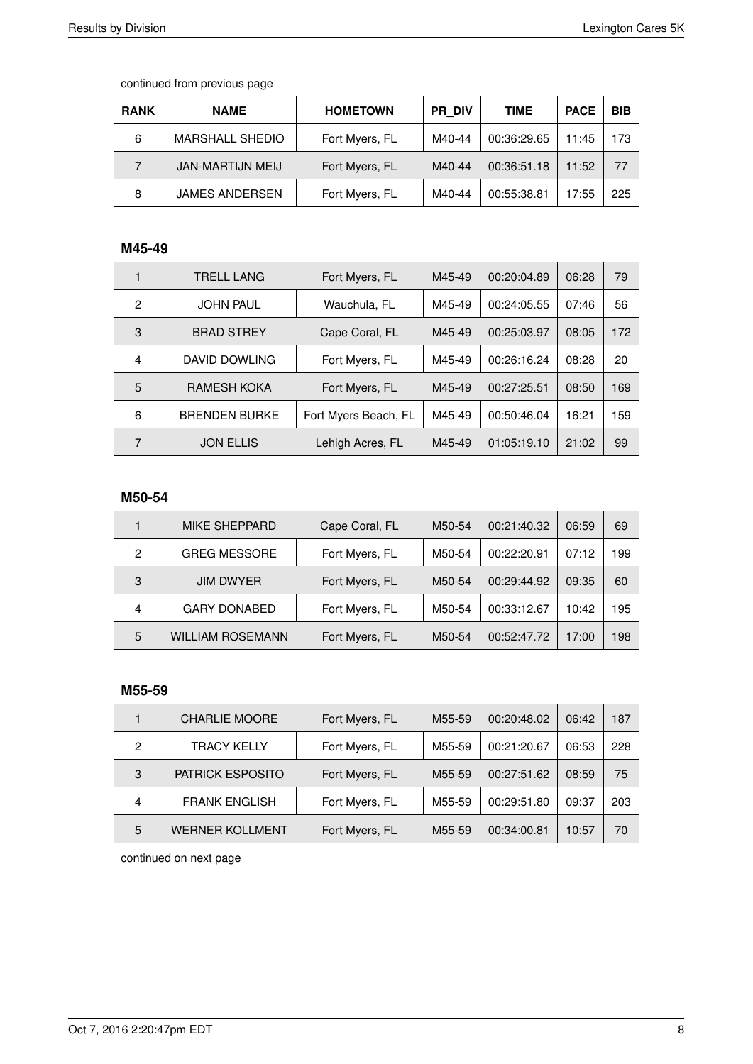continued from previous page

| RANK | NAME | HOMETOWN | PR_DIV | TIME | PACE | BIB |
| --- | --- | --- | --- | --- | --- | --- |
| 6 | MARSHALL SHEDIO | Fort Myers, FL | M40-44 | 00:36:29.65 | 11:45 | 173 |
| 7 | JAN-MARTIJN MEIJ | Fort Myers, FL | M40-44 | 00:36:51.18 | 11:52 | 77 |
| 8 | JAMES ANDERSEN | Fort Myers, FL | M40-44 | 00:55:38.81 | 17:55 | 225 |

### M45-49

| RANK | NAME | HOMETOWN | PR_DIV | TIME | PACE | BIB |
| --- | --- | --- | --- | --- | --- | --- |
| 1 | TRELL LANG | Fort Myers, FL | M45-49 | 00:20:04.89 | 06:28 | 79 |
| 2 | JOHN PAUL | Wauchula, FL | M45-49 | 00:24:05.55 | 07:46 | 56 |
| 3 | BRAD STREY | Cape Coral, FL | M45-49 | 00:25:03.97 | 08:05 | 172 |
| 4 | DAVID DOWLING | Fort Myers, FL | M45-49 | 00:26:16.24 | 08:28 | 20 |
| 5 | RAMESH KOKA | Fort Myers, FL | M45-49 | 00:27:25.51 | 08:50 | 169 |
| 6 | BRENDEN BURKE | Fort Myers Beach, FL | M45-49 | 00:50:46.04 | 16:21 | 159 |
| 7 | JON ELLIS | Lehigh Acres, FL | M45-49 | 01:05:19.10 | 21:02 | 99 |

### M50-54

| RANK | NAME | HOMETOWN | PR_DIV | TIME | PACE | BIB |
| --- | --- | --- | --- | --- | --- | --- |
| 1 | MIKE SHEPPARD | Cape Coral, FL | M50-54 | 00:21:40.32 | 06:59 | 69 |
| 2 | GREG MESSORE | Fort Myers, FL | M50-54 | 00:22:20.91 | 07:12 | 199 |
| 3 | JIM DWYER | Fort Myers, FL | M50-54 | 00:29:44.92 | 09:35 | 60 |
| 4 | GARY DONABED | Fort Myers, FL | M50-54 | 00:33:12.67 | 10:42 | 195 |
| 5 | WILLIAM ROSEMANN | Fort Myers, FL | M50-54 | 00:52:47.72 | 17:00 | 198 |

### M55-59

| RANK | NAME | HOMETOWN | PR_DIV | TIME | PACE | BIB |
| --- | --- | --- | --- | --- | --- | --- |
| 1 | CHARLIE MOORE | Fort Myers, FL | M55-59 | 00:20:48.02 | 06:42 | 187 |
| 2 | TRACY KELLY | Fort Myers, FL | M55-59 | 00:21:20.67 | 06:53 | 228 |
| 3 | PATRICK ESPOSITO | Fort Myers, FL | M55-59 | 00:27:51.62 | 08:59 | 75 |
| 4 | FRANK ENGLISH | Fort Myers, FL | M55-59 | 00:29:51.80 | 09:37 | 203 |
| 5 | WERNER KOLLMENT | Fort Myers, FL | M55-59 | 00:34:00.81 | 10:57 | 70 |

continued on next page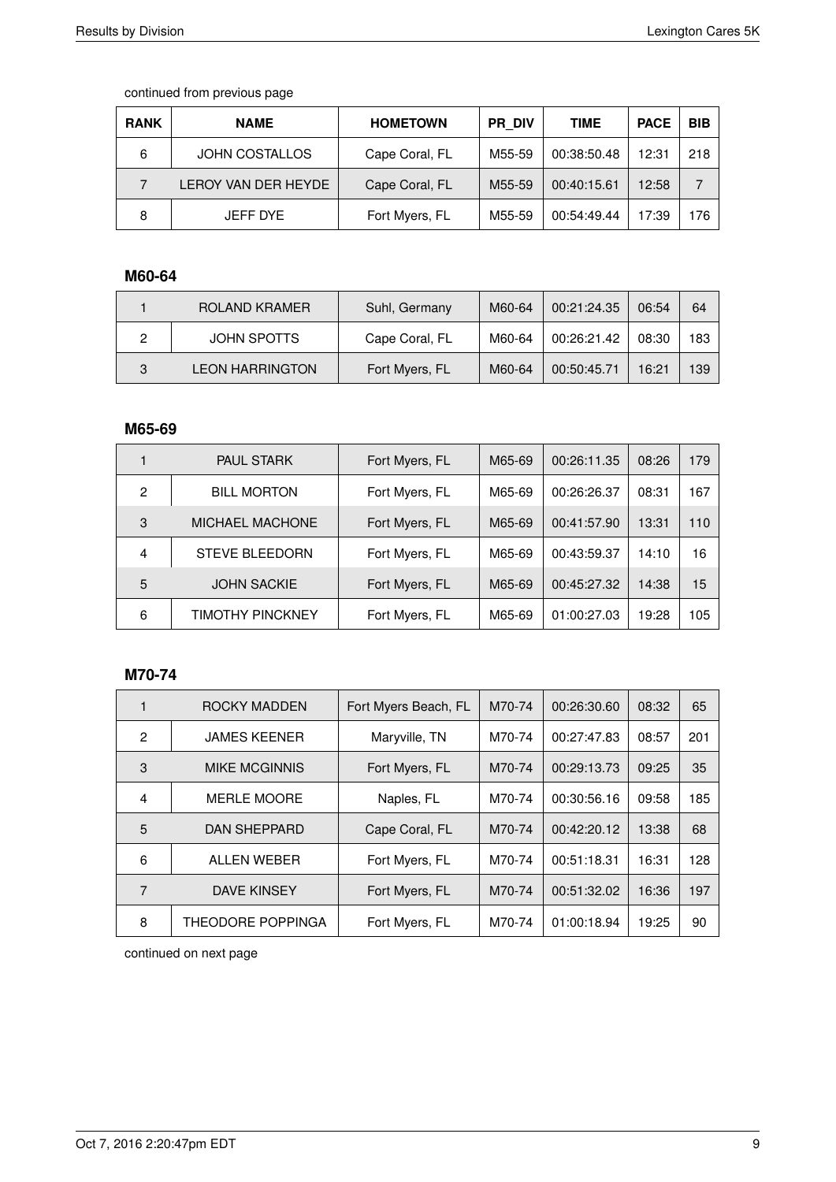continued from previous page

| RANK | NAME | HOMETOWN | PR_DIV | TIME | PACE | BIB |
|---|---|---|---|---|---|---|
| 6 | JOHN COSTALLOS | Cape Coral, FL | M55-59 | 00:38:50.48 | 12:31 | 218 |
| 7 | LEROY VAN DER HEYDE | Cape Coral, FL | M55-59 | 00:40:15.61 | 12:58 | 7 |
| 8 | JEFF DYE | Fort Myers, FL | M55-59 | 00:54:49.44 | 17:39 | 176 |

**M60-64**

| RANK | NAME | HOMETOWN | PR_DIV | TIME | PACE | BIB |
|---|---|---|---|---|---|---|
| 1 | ROLAND KRAMER | Suhl, Germany | M60-64 | 00:21:24.35 | 06:54 | 64 |
| 2 | JOHN SPOTTS | Cape Coral, FL | M60-64 | 00:26:21.42 | 08:30 | 183 |
| 3 | LEON HARRINGTON | Fort Myers, FL | M60-64 | 00:50:45.71 | 16:21 | 139 |

**M65-69**

| RANK | NAME | HOMETOWN | PR_DIV | TIME | PACE | BIB |
|---|---|---|---|---|---|---|
| 1 | PAUL STARK | Fort Myers, FL | M65-69 | 00:26:11.35 | 08:26 | 179 |
| 2 | BILL MORTON | Fort Myers, FL | M65-69 | 00:26:26.37 | 08:31 | 167 |
| 3 | MICHAEL MACHONE | Fort Myers, FL | M65-69 | 00:41:57.90 | 13:31 | 110 |
| 4 | STEVE BLEEDORN | Fort Myers, FL | M65-69 | 00:43:59.37 | 14:10 | 16 |
| 5 | JOHN SACKIE | Fort Myers, FL | M65-69 | 00:45:27.32 | 14:38 | 15 |
| 6 | TIMOTHY PINCKNEY | Fort Myers, FL | M65-69 | 01:00:27.03 | 19:28 | 105 |

**M70-74**

| RANK | NAME | HOMETOWN | PR_DIV | TIME | PACE | BIB |
|---|---|---|---|---|---|---|
| 1 | ROCKY MADDEN | Fort Myers Beach, FL | M70-74 | 00:26:30.60 | 08:32 | 65 |
| 2 | JAMES KEENER | Maryville, TN | M70-74 | 00:27:47.83 | 08:57 | 201 |
| 3 | MIKE MCGINNIS | Fort Myers, FL | M70-74 | 00:29:13.73 | 09:25 | 35 |
| 4 | MERLE MOORE | Naples, FL | M70-74 | 00:30:56.16 | 09:58 | 185 |
| 5 | DAN SHEPPARD | Cape Coral, FL | M70-74 | 00:42:20.12 | 13:38 | 68 |
| 6 | ALLEN WEBER | Fort Myers, FL | M70-74 | 00:51:18.31 | 16:31 | 128 |
| 7 | DAVE KINSEY | Fort Myers, FL | M70-74 | 00:51:32.02 | 16:36 | 197 |
| 8 | THEODORE POPPINGA | Fort Myers, FL | M70-74 | 01:00:18.94 | 19:25 | 90 |

continued on next page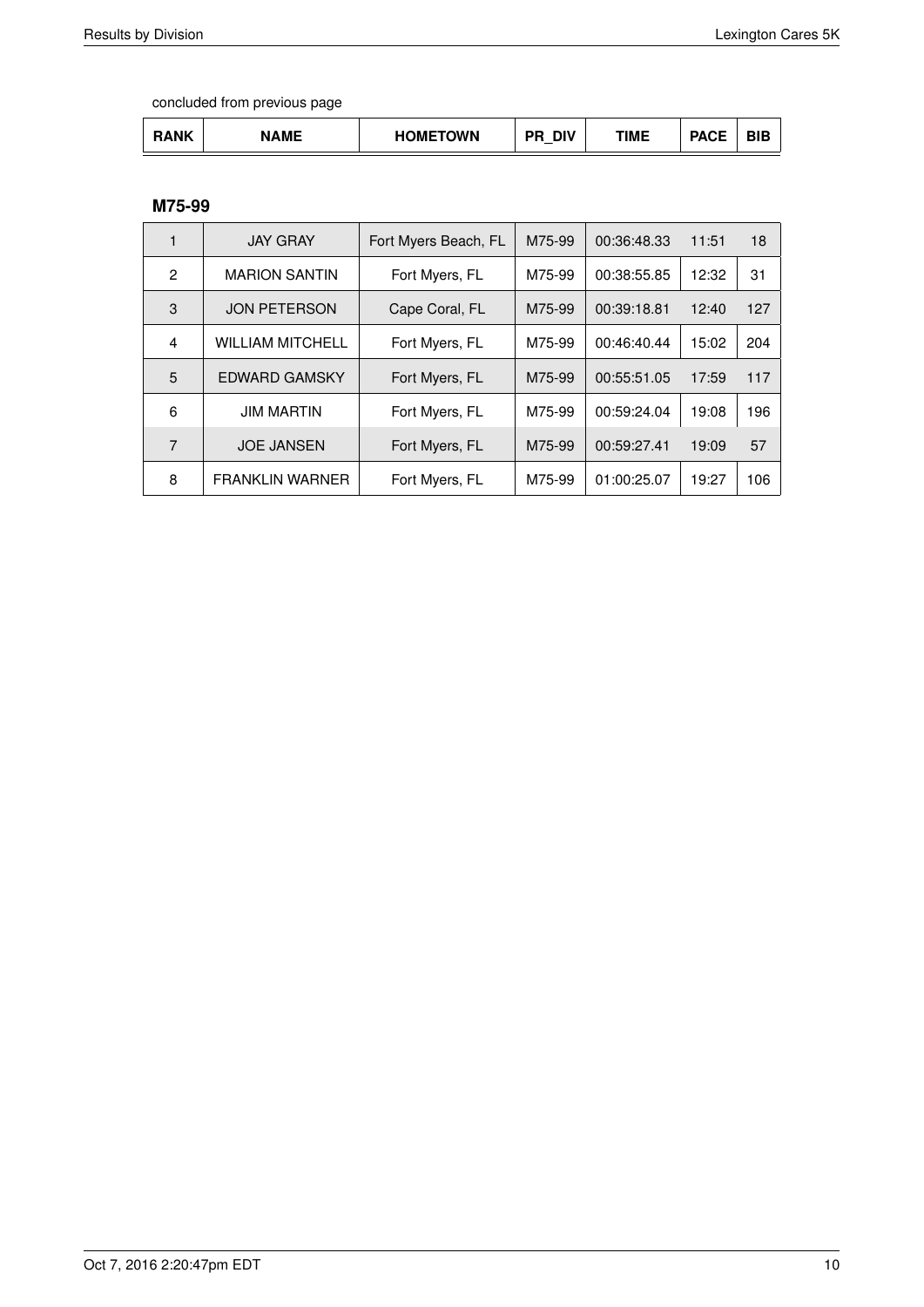concluded from previous page

### M75-99

| RANK | NAME | HOMETOWN | PR_DIV | TIME | PACE | BIB |
|---|---|---|---|---|---|---|
| 1 | JAY GRAY | Fort Myers Beach, FL | M75-99 | 00:36:48.33 | 11:51 | 18 |
| 2 | MARION SANTIN | Fort Myers, FL | M75-99 | 00:38:55.85 | 12:32 | 31 |
| 3 | JON PETERSON | Cape Coral, FL | M75-99 | 00:39:18.81 | 12:40 | 127 |
| 4 | WILLIAM MITCHELL | Fort Myers, FL | M75-99 | 00:46:40.44 | 15:02 | 204 |
| 5 | EDWARD GAMSKY | Fort Myers, FL | M75-99 | 00:55:51.05 | 17:59 | 117 |
| 6 | JIM MARTIN | Fort Myers, FL | M75-99 | 00:59:24.04 | 19:08 | 196 |
| 7 | JOE JANSEN | Fort Myers, FL | M75-99 | 00:59:27.41 | 19:09 | 57 |
| 8 | FRANKLIN WARNER | Fort Myers, FL | M75-99 | 01:00:25.07 | 19:27 | 106 |